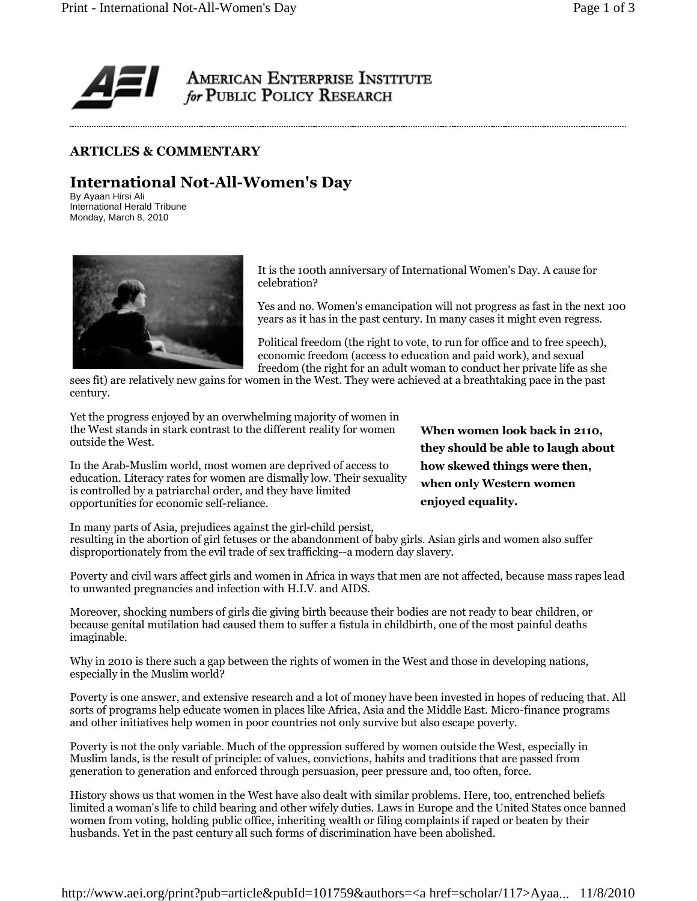**AMERICAN ENTERPRISE INSTITUTE for PUBLIC POLICY RESEARCH**

## ARTICLES & COMMENTARY

# International Not-All-Women's Day

By Ayaan Hirsi Ali
International Herald Tribune
Monday, March 8, 2010

It is the 100th anniversary of International Women's Day. A cause for celebration?

Yes and no. Women's emancipation will not progress as fast in the next 100 years as it has in the past century. In many cases it might even regress.

Political freedom (the right to vote, to run for office and to free speech), economic freedom (access to education and paid work), and sexual freedom (the right for an adult woman to conduct her private life as she sees fit) are relatively new gains for women in the West. They were achieved at a breathtaking pace in the past century.

Yet the progress enjoyed by an overwhelming majority of women in the West stands in stark contrast to the different reality for women outside the West.

**When women look back in 2110, they should be able to laugh about how skewed things were then, when only Western women enjoyed equality.**

In the Arab-Muslim world, most women are deprived of access to education. Literacy rates for women are dismally low. Their sexuality is controlled by a patriarchal order, and they have limited opportunities for economic self-reliance.

In many parts of Asia, prejudices against the girl-child persist, resulting in the abortion of girl fetuses or the abandonment of baby girls. Asian girls and women also suffer disproportionately from the evil trade of sex trafficking--a modern day slavery.

Poverty and civil wars affect girls and women in Africa in ways that men are not affected, because mass rapes lead to unwanted pregnancies and infection with H.I.V. and AIDS.

Moreover, shocking numbers of girls die giving birth because their bodies are not ready to bear children, or because genital mutilation had caused them to suffer a fistula in childbirth, one of the most painful deaths imaginable.

Why in 2010 is there such a gap between the rights of women in the West and those in developing nations, especially in the Muslim world?

Poverty is one answer, and extensive research and a lot of money have been invested in hopes of reducing that. All sorts of programs help educate women in places like Africa, Asia and the Middle East. Micro-finance programs and other initiatives help women in poor countries not only survive but also escape poverty.

Poverty is not the only variable. Much of the oppression suffered by women outside the West, especially in Muslim lands, is the result of principle: of values, convictions, habits and traditions that are passed from generation to generation and enforced through persuasion, peer pressure and, too often, force.

History shows us that women in the West have also dealt with similar problems. Here, too, entrenched beliefs limited a woman's life to child bearing and other wifely duties. Laws in Europe and the United States once banned women from voting, holding public office, inheriting wealth or filing complaints if raped or beaten by their husbands. Yet in the past century all such forms of discrimination have been abolished.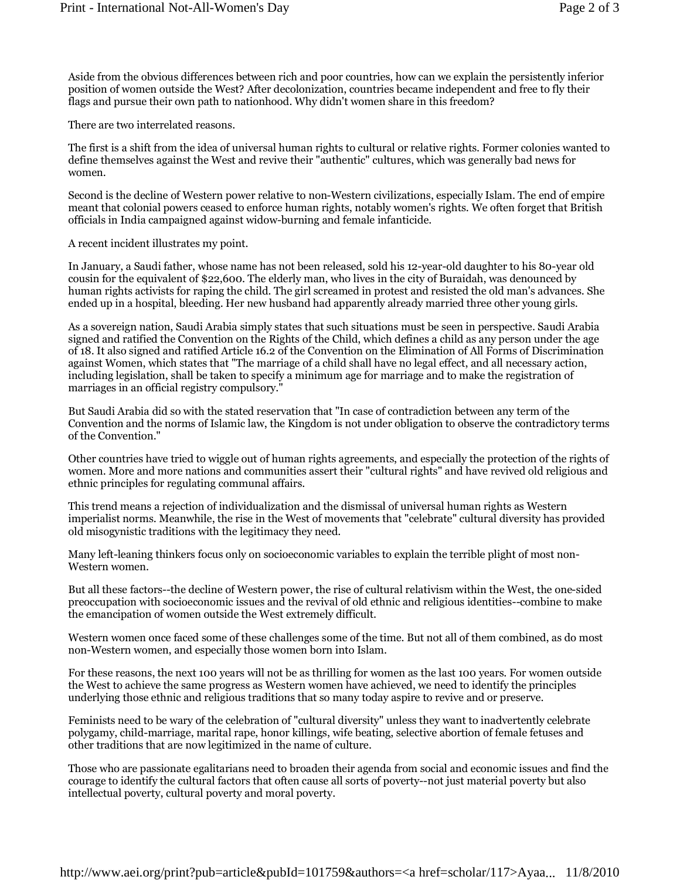Aside from the obvious differences between rich and poor countries, how can we explain the persistently inferior position of women outside the West? After decolonization, countries became independent and free to fly their flags and pursue their own path to nationhood. Why didn't women share in this freedom?

There are two interrelated reasons.

The first is a shift from the idea of universal human rights to cultural or relative rights. Former colonies wanted to define themselves against the West and revive their "authentic" cultures, which was generally bad news for women.

Second is the decline of Western power relative to non-Western civilizations, especially Islam. The end of empire meant that colonial powers ceased to enforce human rights, notably women's rights. We often forget that British officials in India campaigned against widow-burning and female infanticide.

A recent incident illustrates my point.

In January, a Saudi father, whose name has not been released, sold his 12-year-old daughter to his 80-year old cousin for the equivalent of $22,600. The elderly man, who lives in the city of Buraidah, was denounced by human rights activists for raping the child. The girl screamed in protest and resisted the old man's advances. She ended up in a hospital, bleeding. Her new husband had apparently already married three other young girls.

As a sovereign nation, Saudi Arabia simply states that such situations must be seen in perspective. Saudi Arabia signed and ratified the Convention on the Rights of the Child, which defines a child as any person under the age of 18. It also signed and ratified Article 16.2 of the Convention on the Elimination of All Forms of Discrimination against Women, which states that "The marriage of a child shall have no legal effect, and all necessary action, including legislation, shall be taken to specify a minimum age for marriage and to make the registration of marriages in an official registry compulsory."

But Saudi Arabia did so with the stated reservation that "In case of contradiction between any term of the Convention and the norms of Islamic law, the Kingdom is not under obligation to observe the contradictory terms of the Convention."

Other countries have tried to wiggle out of human rights agreements, and especially the protection of the rights of women. More and more nations and communities assert their "cultural rights" and have revived old religious and ethnic principles for regulating communal affairs.

This trend means a rejection of individualization and the dismissal of universal human rights as Western imperialist norms. Meanwhile, the rise in the West of movements that "celebrate" cultural diversity has provided old misogynistic traditions with the legitimacy they need.

Many left-leaning thinkers focus only on socioeconomic variables to explain the terrible plight of most non-Western women.

But all these factors--the decline of Western power, the rise of cultural relativism within the West, the one-sided preoccupation with socioeconomic issues and the revival of old ethnic and religious identities--combine to make the emancipation of women outside the West extremely difficult.

Western women once faced some of these challenges some of the time. But not all of them combined, as do most non-Western women, and especially those women born into Islam.

For these reasons, the next 100 years will not be as thrilling for women as the last 100 years. For women outside the West to achieve the same progress as Western women have achieved, we need to identify the principles underlying those ethnic and religious traditions that so many today aspire to revive and or preserve.

Feminists need to be wary of the celebration of "cultural diversity" unless they want to inadvertently celebrate polygamy, child-marriage, marital rape, honor killings, wife beating, selective abortion of female fetuses and other traditions that are now legitimized in the name of culture.

Those who are passionate egalitarians need to broaden their agenda from social and economic issues and find the courage to identify the cultural factors that often cause all sorts of poverty--not just material poverty but also intellectual poverty, cultural poverty and moral poverty.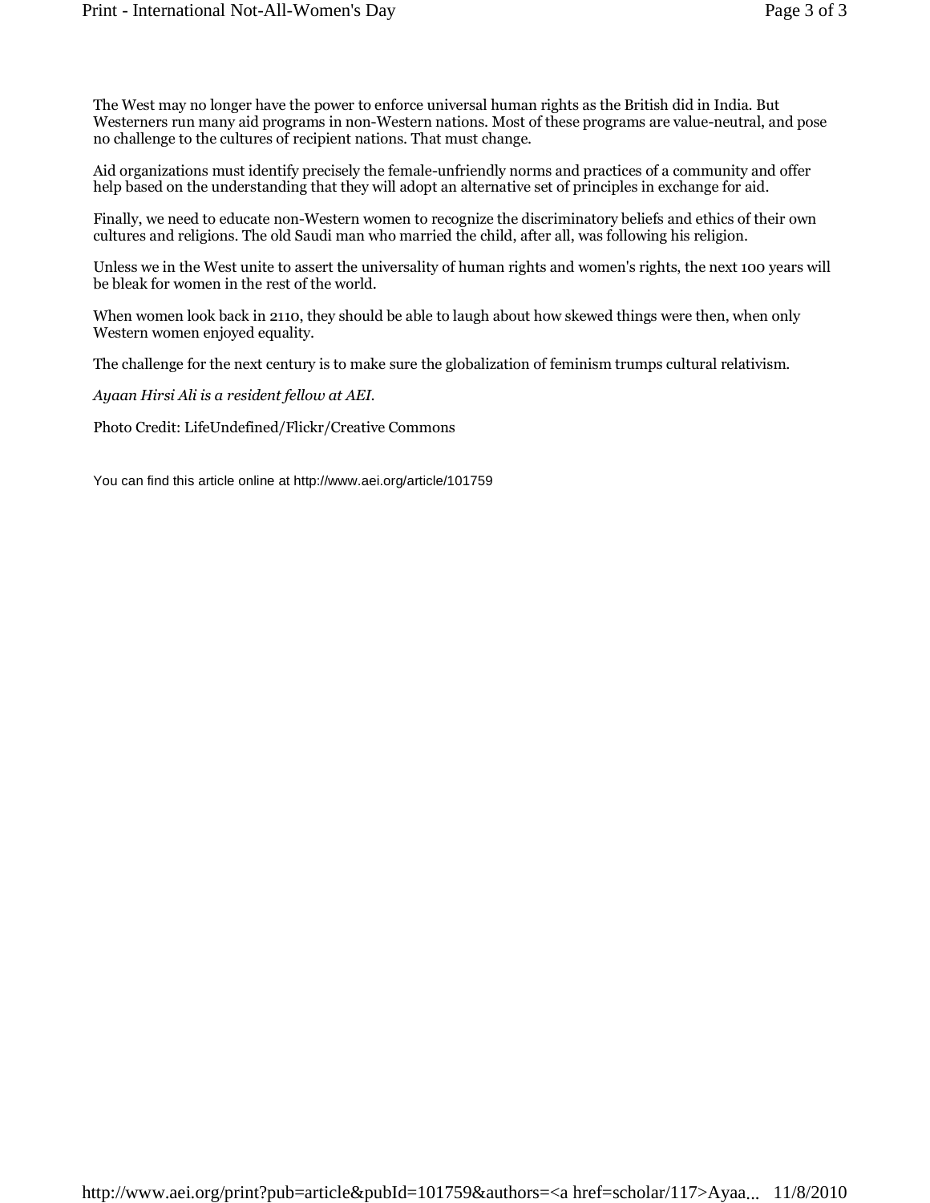The West may no longer have the power to enforce universal human rights as the British did in India. But Westerners run many aid programs in non-Western nations. Most of these programs are value-neutral, and pose no challenge to the cultures of recipient nations. That must change.

Aid organizations must identify precisely the female-unfriendly norms and practices of a community and offer help based on the understanding that they will adopt an alternative set of principles in exchange for aid.

Finally, we need to educate non-Western women to recognize the discriminatory beliefs and ethics of their own cultures and religions. The old Saudi man who married the child, after all, was following his religion.

Unless we in the West unite to assert the universality of human rights and women's rights, the next 100 years will be bleak for women in the rest of the world.

When women look back in 2110, they should be able to laugh about how skewed things were then, when only Western women enjoyed equality.

The challenge for the next century is to make sure the globalization of feminism trumps cultural relativism.

*Ayaan Hirsi Ali is a resident fellow at AEI.*

Photo Credit: LifeUndefined/Flickr/Creative Commons

You can find this article online at http://www.aei.org/article/101759